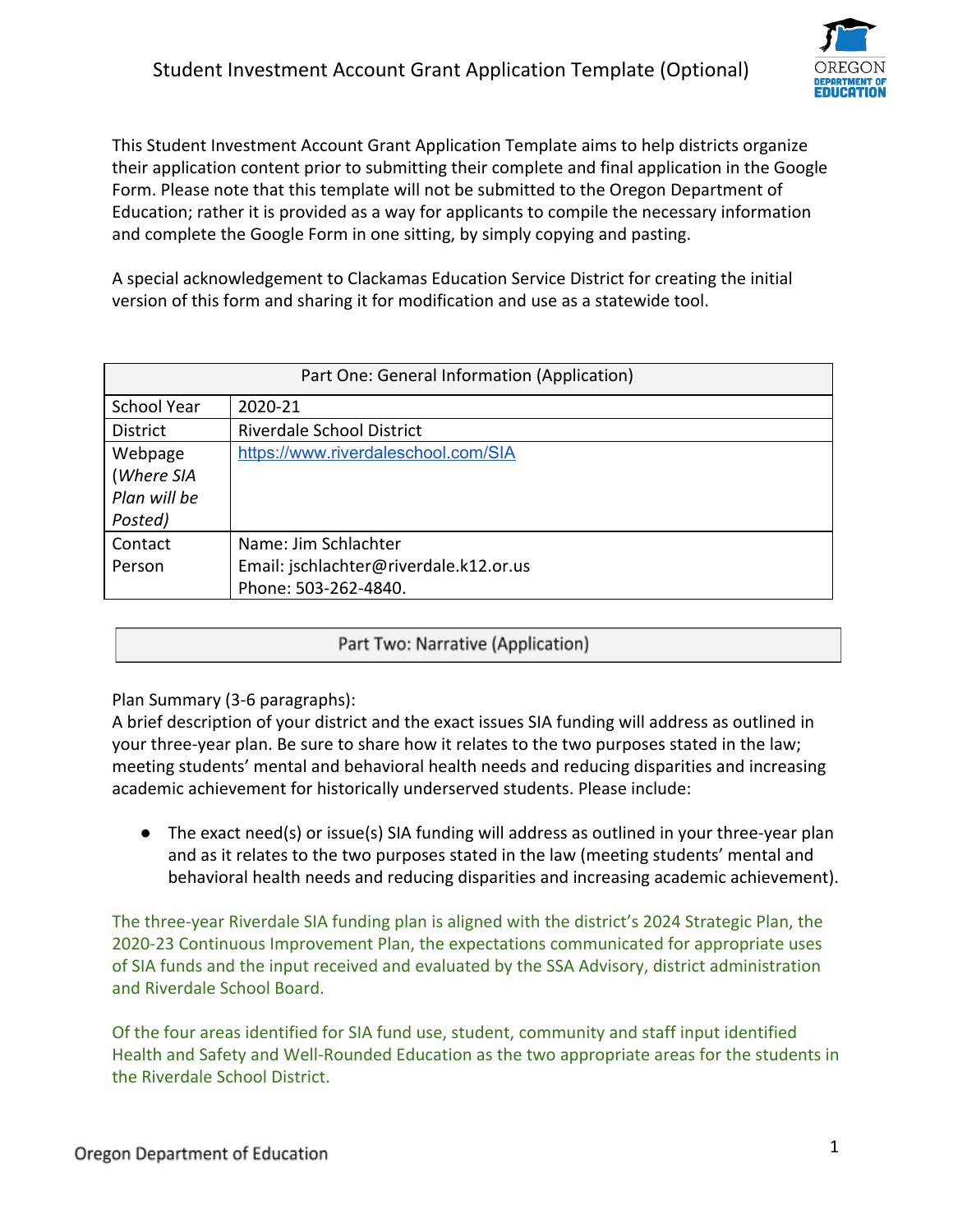# Student Investment Account Grant Application Template (Optional)

This Student Investment Account Grant Application Template aims to help districts organize their application content prior to submitting their complete and final application in the Google Form. Please note that this template will not be submitted to the Oregon Department of Education; rather it is provided as a way for applicants to compile the necessary information and complete the Google Form in one sitting, by simply copying and pasting.

A special acknowledgement to Clackamas Education Service District for creating the initial version of this form and sharing it for modification and use as a statewide tool.

| Part One: General Information (Application) | |
|---|---|
| School Year | 2020-21 |
| District | Riverdale School District |
| Webpage (*Where SIA Plan will be Posted)* | https://www.riverdaleschool.com/SIA |
| Contact Person | Name: Jim Schlachter<br>Email: jschlachter@riverdale.k12.or.us<br>Phone: 503-262-4840. |

## Part Two: Narrative (Application)

Plan Summary (3-6 paragraphs):
A brief description of your district and the exact issues SIA funding will address as outlined in your three-year plan. Be sure to share how it relates to the two purposes stated in the law; meeting students' mental and behavioral health needs and reducing disparities and increasing academic achievement for historically underserved students. Please include:

- The exact need(s) or issue(s) SIA funding will address as outlined in your three-year plan and as it relates to the two purposes stated in the law (meeting students' mental and behavioral health needs and reducing disparities and increasing academic achievement).

The three-year Riverdale SIA funding plan is aligned with the district's 2024 Strategic Plan, the 2020-23 Continuous Improvement Plan, the expectations communicated for appropriate uses of SIA funds and the input received and evaluated by the SSA Advisory, district administration and Riverdale School Board.

Of the four areas identified for SIA fund use, student, community and staff input identified Health and Safety and Well-Rounded Education as the two appropriate areas for the students in the Riverdale School District.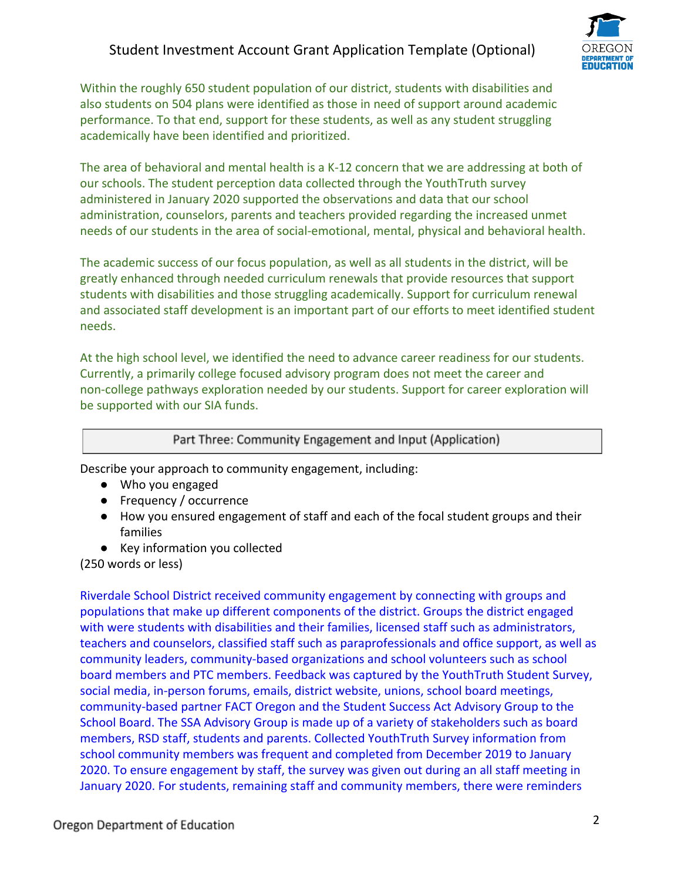Within the roughly 650 student population of our district, students with disabilities and also students on 504 plans were identified as those in need of support around academic performance. To that end, support for these students, as well as any student struggling academically have been identified and prioritized.

The area of behavioral and mental health is a K-12 concern that we are addressing at both of our schools. The student perception data collected through the YouthTruth survey administered in January 2020 supported the observations and data that our school administration, counselors, parents and teachers provided regarding the increased unmet needs of our students in the area of social-emotional, mental, physical and behavioral health.

The academic success of our focus population, as well as all students in the district, will be greatly enhanced through needed curriculum renewals that provide resources that support students with disabilities and those struggling academically. Support for curriculum renewal and associated staff development is an important part of our efforts to meet identified student needs.

At the high school level, we identified the need to advance career readiness for our students. Currently, a primarily college focused advisory program does not meet the career and non-college pathways exploration needed by our students. Support for career exploration will be supported with our SIA funds.

## Part Three: Community Engagement and Input (Application)

Describe your approach to community engagement, including:

- Who you engaged
- Frequency / occurrence
- How you ensured engagement of staff and each of the focal student groups and their families
- Key information you collected

(250 words or less)

Riverdale School District received community engagement by connecting with groups and populations that make up different components of the district. Groups the district engaged with were students with disabilities and their families, licensed staff such as administrators, teachers and counselors, classified staff such as paraprofessionals and office support, as well as community leaders, community-based organizations and school volunteers such as school board members and PTC members. Feedback was captured by the YouthTruth Student Survey, social media, in-person forums, emails, district website, unions, school board meetings, community-based partner FACT Oregon and the Student Success Act Advisory Group to the School Board. The SSA Advisory Group is made up of a variety of stakeholders such as board members, RSD staff, students and parents. Collected YouthTruth Survey information from school community members was frequent and completed from December 2019 to January 2020. To ensure engagement by staff, the survey was given out during an all staff meeting in January 2020. For students, remaining staff and community members, there were reminders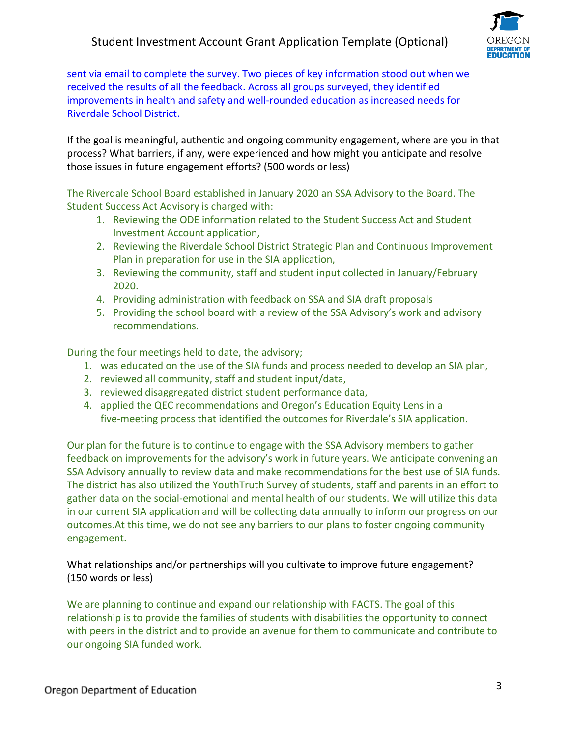sent via email to complete the survey. Two pieces of key information stood out when we received the results of all the feedback. Across all groups surveyed, they identified improvements in health and safety and well-rounded education as increased needs for Riverdale School District.

If the goal is meaningful, authentic and ongoing community engagement, where are you in that process? What barriers, if any, were experienced and how might you anticipate and resolve those issues in future engagement efforts? (500 words or less)

The Riverdale School Board established in January 2020 an SSA Advisory to the Board. The Student Success Act Advisory is charged with:

1. Reviewing the ODE information related to the Student Success Act and Student Investment Account application,
2. Reviewing the Riverdale School District Strategic Plan and Continuous Improvement Plan in preparation for use in the SIA application,
3. Reviewing the community, staff and student input collected in January/February 2020.
4. Providing administration with feedback on SSA and SIA draft proposals
5. Providing the school board with a review of the SSA Advisory's work and advisory recommendations.

During the four meetings held to date, the advisory;

1. was educated on the use of the SIA funds and process needed to develop an SIA plan,
2. reviewed all community, staff and student input/data,
3. reviewed disaggregated district student performance data,
4. applied the QEC recommendations and Oregon's Education Equity Lens in a five-meeting process that identified the outcomes for Riverdale's SIA application.

Our plan for the future is to continue to engage with the SSA Advisory members to gather feedback on improvements for the advisory's work in future years. We anticipate convening an SSA Advisory annually to review data and make recommendations for the best use of SIA funds. The district has also utilized the YouthTruth Survey of students, staff and parents in an effort to gather data on the social-emotional and mental health of our students. We will utilize this data in our current SIA application and will be collecting data annually to inform our progress on our outcomes.At this time, we do not see any barriers to our plans to foster ongoing community engagement.

What relationships and/or partnerships will you cultivate to improve future engagement? (150 words or less)

We are planning to continue and expand our relationship with FACTS. The goal of this relationship is to provide the families of students with disabilities the opportunity to connect with peers in the district and to provide an avenue for them to communicate and contribute to our ongoing SIA funded work.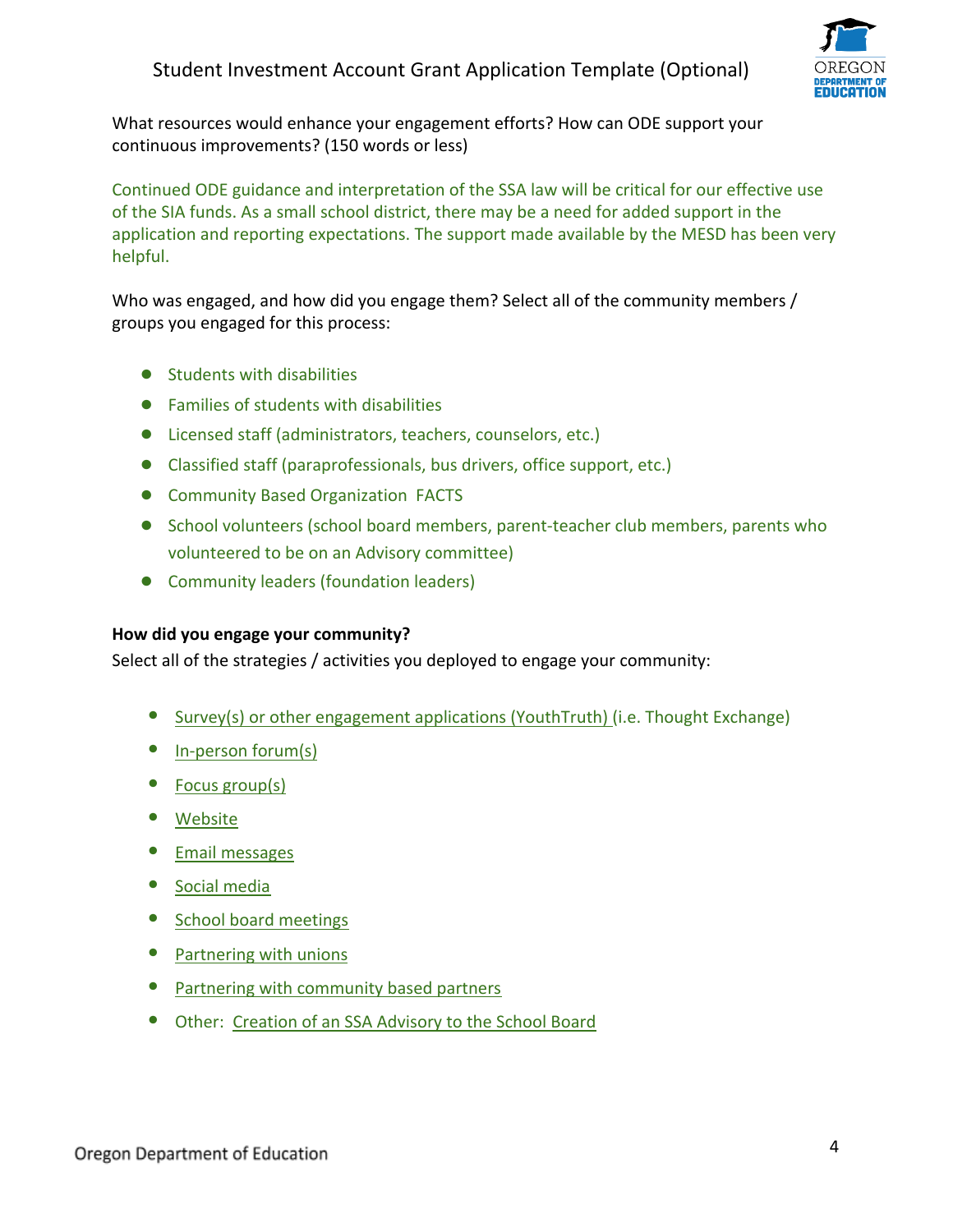What resources would enhance your engagement efforts? How can ODE support your continuous improvements? (150 words or less)

Continued ODE guidance and interpretation of the SSA law will be critical for our effective use of the SIA funds. As a small school district, there may be a need for added support in the application and reporting expectations. The support made available by the MESD has been very helpful.

Who was engaged, and how did you engage them? Select all of the community members / groups you engaged for this process:

- Students with disabilities
- Families of students with disabilities
- Licensed staff (administrators, teachers, counselors, etc.)
- Classified staff (paraprofessionals, bus drivers, office support, etc.)
- Community Based Organization FACTS
- School volunteers (school board members, parent-teacher club members, parents who volunteered to be on an Advisory committee)
- Community leaders (foundation leaders)

**How did you engage your community?**

Select all of the strategies / activities you deployed to engage your community:

- Survey(s) or other engagement applications (YouthTruth) (i.e. Thought Exchange)
- In-person forum(s)
- Focus group(s)
- Website
- Email messages
- Social media
- School board meetings
- Partnering with unions
- Partnering with community based partners
- Other: Creation of an SSA Advisory to the School Board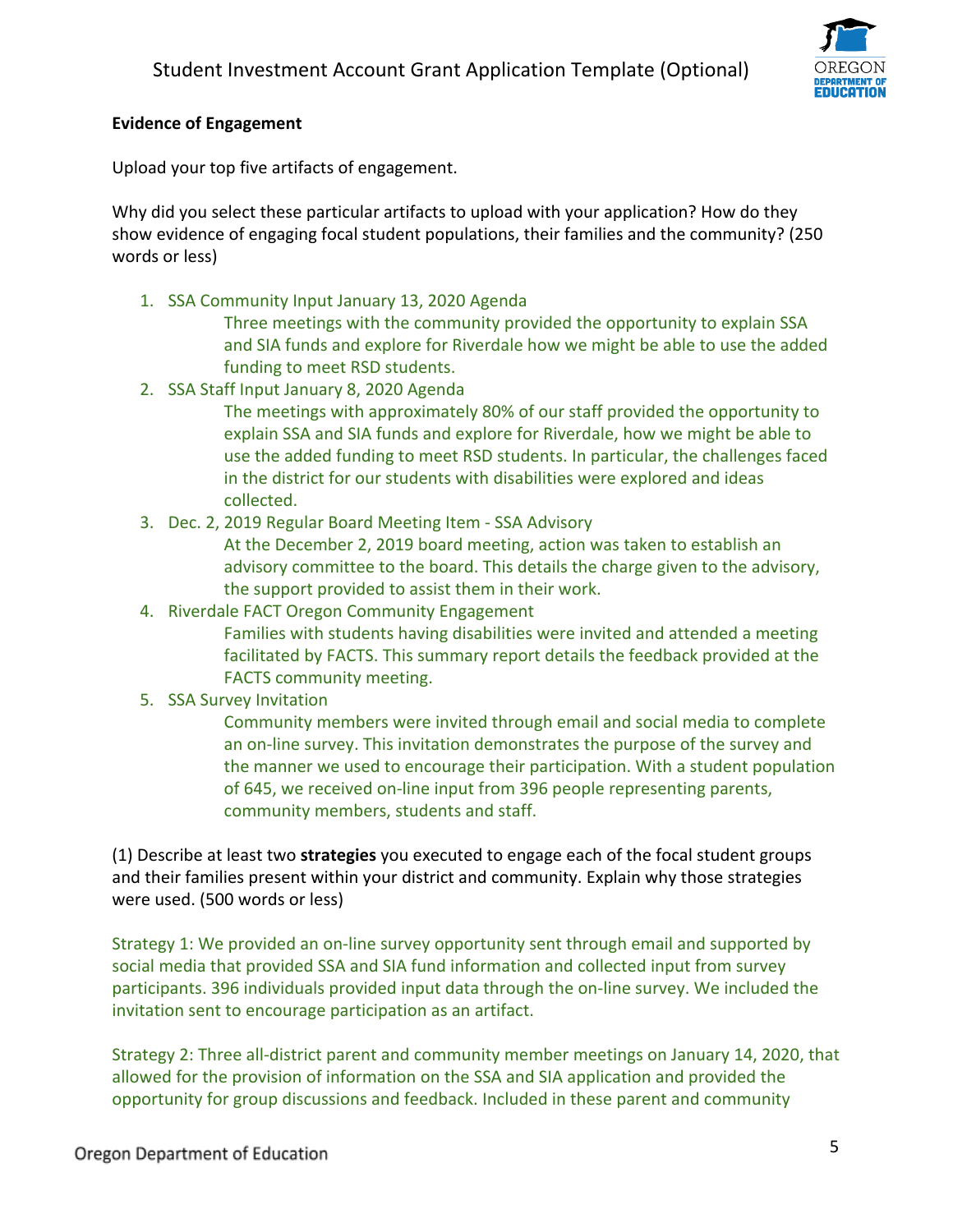**Evidence of Engagement**

Upload your top five artifacts of engagement.

Why did you select these particular artifacts to upload with your application? How do they show evidence of engaging focal student populations, their families and the community? (250 words or less)

1. SSA Community Input January 13, 2020 Agenda
   Three meetings with the community provided the opportunity to explain SSA and SIA funds and explore for Riverdale how we might be able to use the added funding to meet RSD students.
2. SSA Staff Input January 8, 2020 Agenda
   The meetings with approximately 80% of our staff provided the opportunity to explain SSA and SIA funds and explore for Riverdale, how we might be able to use the added funding to meet RSD students. In particular, the challenges faced in the district for our students with disabilities were explored and ideas collected.
3. Dec. 2, 2019 Regular Board Meeting Item - SSA Advisory
   At the December 2, 2019 board meeting, action was taken to establish an advisory committee to the board. This details the charge given to the advisory, the support provided to assist them in their work.
4. Riverdale FACT Oregon Community Engagement
   Families with students having disabilities were invited and attended a meeting facilitated by FACTS. This summary report details the feedback provided at the FACTS community meeting.
5. SSA Survey Invitation
   Community members were invited through email and social media to complete an on-line survey. This invitation demonstrates the purpose of the survey and the manner we used to encourage their participation. With a student population of 645, we received on-line input from 396 people representing parents, community members, students and staff.

(1) Describe at least two **strategies** you executed to engage each of the focal student groups and their families present within your district and community. Explain why those strategies were used. (500 words or less)

Strategy 1: We provided an on-line survey opportunity sent through email and supported by social media that provided SSA and SIA fund information and collected input from survey participants. 396 individuals provided input data through the on-line survey. We included the invitation sent to encourage participation as an artifact.

Strategy 2: Three all-district parent and community member meetings on January 14, 2020, that allowed for the provision of information on the SSA and SIA application and provided the opportunity for group discussions and feedback. Included in these parent and community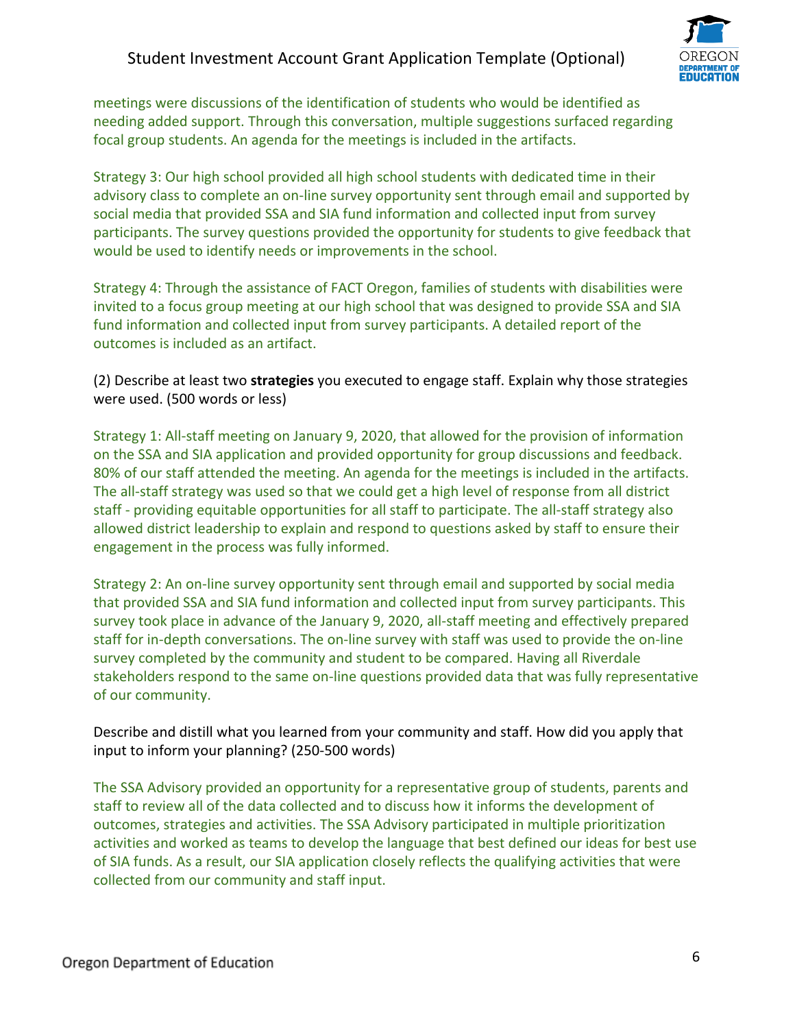meetings were discussions of the identification of students who would be identified as needing added support. Through this conversation, multiple suggestions surfaced regarding focal group students. An agenda for the meetings is included in the artifacts.

Strategy 3: Our high school provided all high school students with dedicated time in their advisory class to complete an on-line survey opportunity sent through email and supported by social media that provided SSA and SIA fund information and collected input from survey participants. The survey questions provided the opportunity for students to give feedback that would be used to identify needs or improvements in the school.

Strategy 4: Through the assistance of FACT Oregon, families of students with disabilities were invited to a focus group meeting at our high school that was designed to provide SSA and SIA fund information and collected input from survey participants. A detailed report of the outcomes is included as an artifact.

(2) Describe at least two **strategies** you executed to engage staff. Explain why those strategies were used. (500 words or less)

Strategy 1: All-staff meeting on January 9, 2020, that allowed for the provision of information on the SSA and SIA application and provided opportunity for group discussions and feedback. 80% of our staff attended the meeting. An agenda for the meetings is included in the artifacts. The all-staff strategy was used so that we could get a high level of response from all district staff - providing equitable opportunities for all staff to participate. The all-staff strategy also allowed district leadership to explain and respond to questions asked by staff to ensure their engagement in the process was fully informed.

Strategy 2: An on-line survey opportunity sent through email and supported by social media that provided SSA and SIA fund information and collected input from survey participants. This survey took place in advance of the January 9, 2020, all-staff meeting and effectively prepared staff for in-depth conversations. The on-line survey with staff was used to provide the on-line survey completed by the community and student to be compared. Having all Riverdale stakeholders respond to the same on-line questions provided data that was fully representative of our community.

Describe and distill what you learned from your community and staff. How did you apply that input to inform your planning? (250-500 words)

The SSA Advisory provided an opportunity for a representative group of students, parents and staff to review all of the data collected and to discuss how it informs the development of outcomes, strategies and activities. The SSA Advisory participated in multiple prioritization activities and worked as teams to develop the language that best defined our ideas for best use of SIA funds. As a result, our SIA application closely reflects the qualifying activities that were collected from our community and staff input.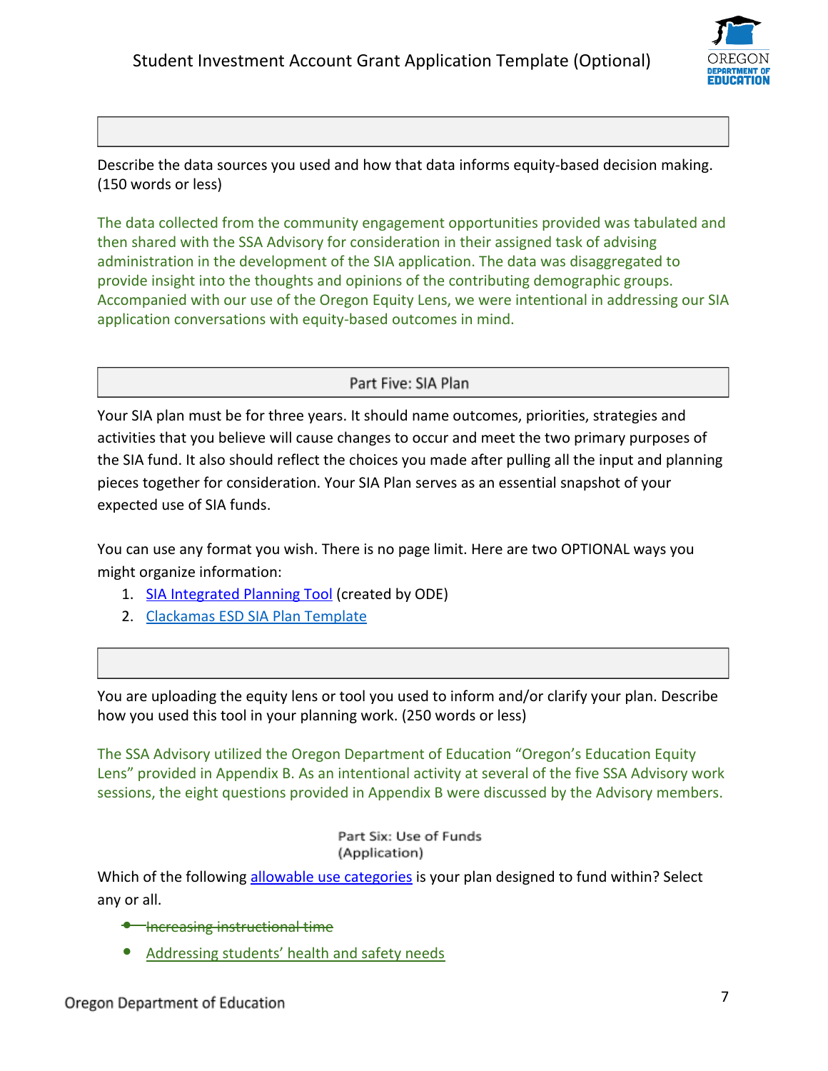Describe the data sources you used and how that data informs equity-based decision making. (150 words or less)

The data collected from the community engagement opportunities provided was tabulated and then shared with the SSA Advisory for consideration in their assigned task of advising administration in the development of the SIA application. The data was disaggregated to provide insight into the thoughts and opinions of the contributing demographic groups. Accompanied with our use of the Oregon Equity Lens, we were intentional in addressing our SIA application conversations with equity-based outcomes in mind.

## Part Five: SIA Plan

Your SIA plan must be for three years. It should name outcomes, priorities, strategies and activities that you believe will cause changes to occur and meet the two primary purposes of the SIA fund. It also should reflect the choices you made after pulling all the input and planning pieces together for consideration. Your SIA Plan serves as an essential snapshot of your expected use of SIA funds.

You can use any format you wish. There is no page limit. Here are two OPTIONAL ways you might organize information:

1. SIA Integrated Planning Tool (created by ODE)
2. Clackamas ESD SIA Plan Template

You are uploading the equity lens or tool you used to inform and/or clarify your plan. Describe how you used this tool in your planning work. (250 words or less)

The SSA Advisory utilized the Oregon Department of Education "Oregon's Education Equity Lens" provided in Appendix B. As an intentional activity at several of the five SSA Advisory work sessions, the eight questions provided in Appendix B were discussed by the Advisory members.

## Part Six: Use of Funds (Application)

Which of the following allowable use categories is your plan designed to fund within? Select any or all.

- ~~Increasing instructional time~~
- Addressing students' health and safety needs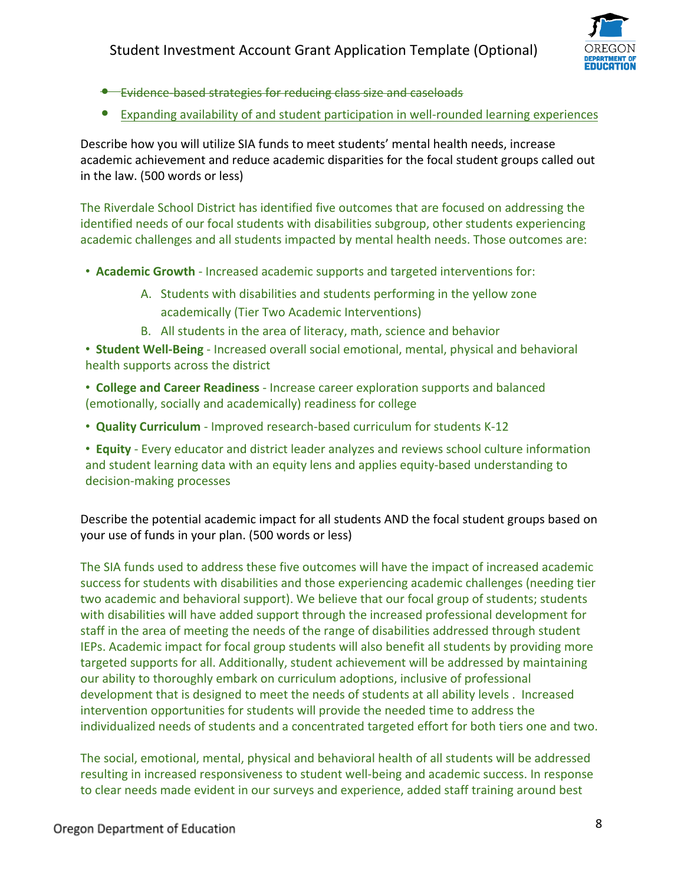- ~~Evidence-based strategies for reducing class size and caseloads~~
- Expanding availability of and student participation in well-rounded learning experiences

Describe how you will utilize SIA funds to meet students' mental health needs, increase academic achievement and reduce academic disparities for the focal student groups called out in the law. (500 words or less)

The Riverdale School District has identified five outcomes that are focused on addressing the identified needs of our focal students with disabilities subgroup, other students experiencing academic challenges and all students impacted by mental health needs. Those outcomes are:

- **Academic Growth** - Increased academic supports and targeted interventions for:
    A. Students with disabilities and students performing in the yellow zone academically (Tier Two Academic Interventions)
    B. All students in the area of literacy, math, science and behavior
- **Student Well-Being** - Increased overall social emotional, mental, physical and behavioral health supports across the district
- **College and Career Readiness** - Increase career exploration supports and balanced (emotionally, socially and academically) readiness for college
- **Quality Curriculum** - Improved research-based curriculum for students K-12
- **Equity** - Every educator and district leader analyzes and reviews school culture information and student learning data with an equity lens and applies equity-based understanding to decision-making processes

Describe the potential academic impact for all students AND the focal student groups based on your use of funds in your plan. (500 words or less)

The SIA funds used to address these five outcomes will have the impact of increased academic success for students with disabilities and those experiencing academic challenges (needing tier two academic and behavioral support). We believe that our focal group of students; students with disabilities will have added support through the increased professional development for staff in the area of meeting the needs of the range of disabilities addressed through student IEPs. Academic impact for focal group students will also benefit all students by providing more targeted supports for all. Additionally, student achievement will be addressed by maintaining our ability to thoroughly embark on curriculum adoptions, inclusive of professional development that is designed to meet the needs of students at all ability levels . Increased intervention opportunities for students will provide the needed time to address the individualized needs of students and a concentrated targeted effort for both tiers one and two.

The social, emotional, mental, physical and behavioral health of all students will be addressed resulting in increased responsiveness to student well-being and academic success. In response to clear needs made evident in our surveys and experience, added staff training around best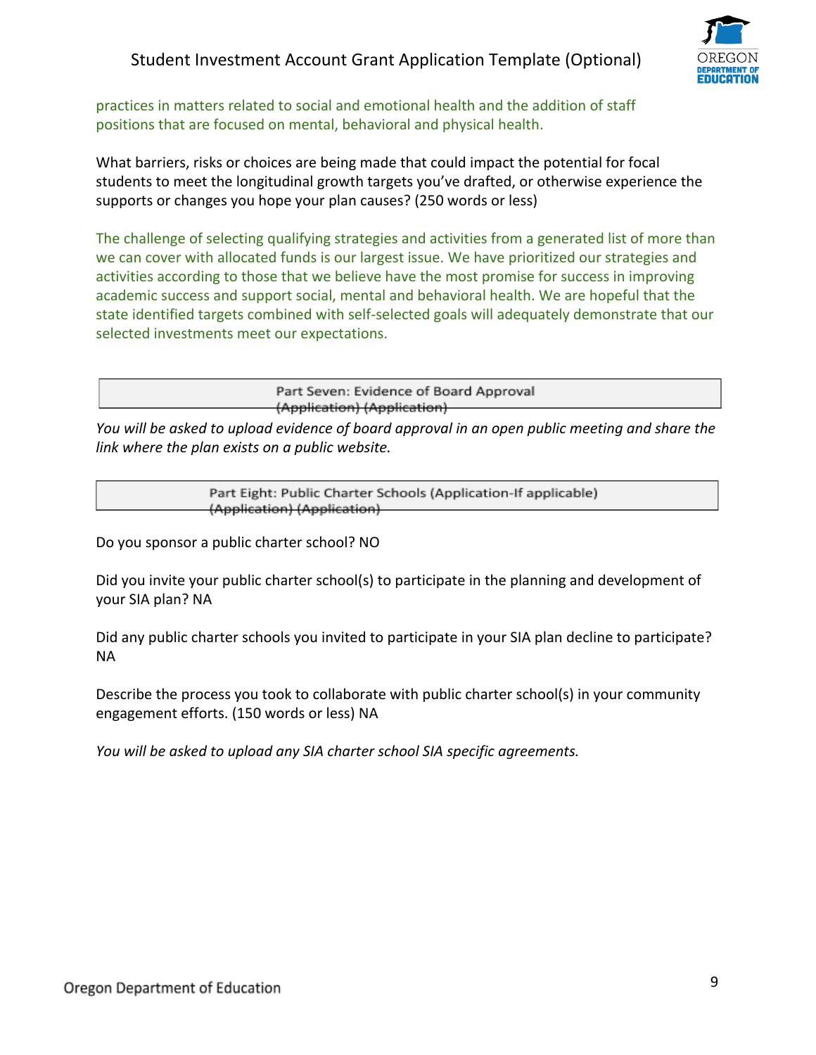practices in matters related to social and emotional health and the addition of staff positions that are focused on mental, behavioral and physical health.

What barriers, risks or choices are being made that could impact the potential for focal students to meet the longitudinal growth targets you've drafted, or otherwise experience the supports or changes you hope your plan causes? (250 words or less)

The challenge of selecting qualifying strategies and activities from a generated list of more than we can cover with allocated funds is our largest issue. We have prioritized our strategies and activities according to those that we believe have the most promise for success in improving academic success and support social, mental and behavioral health. We are hopeful that the state identified targets combined with self-selected goals will adequately demonstrate that our selected investments meet our expectations.

## Part Seven: Evidence of Board Approval (Application) (Application)

*You will be asked to upload evidence of board approval in an open public meeting and share the link where the plan exists on a public website.*

## Part Eight: Public Charter Schools (Application-If applicable) (Application) (Application)

Do you sponsor a public charter school? NO

Did you invite your public charter school(s) to participate in the planning and development of your SIA plan? NA

Did any public charter schools you invited to participate in your SIA plan decline to participate? NA

Describe the process you took to collaborate with public charter school(s) in your community engagement efforts. (150 words or less) NA

*You will be asked to upload any SIA charter school SIA specific agreements.*